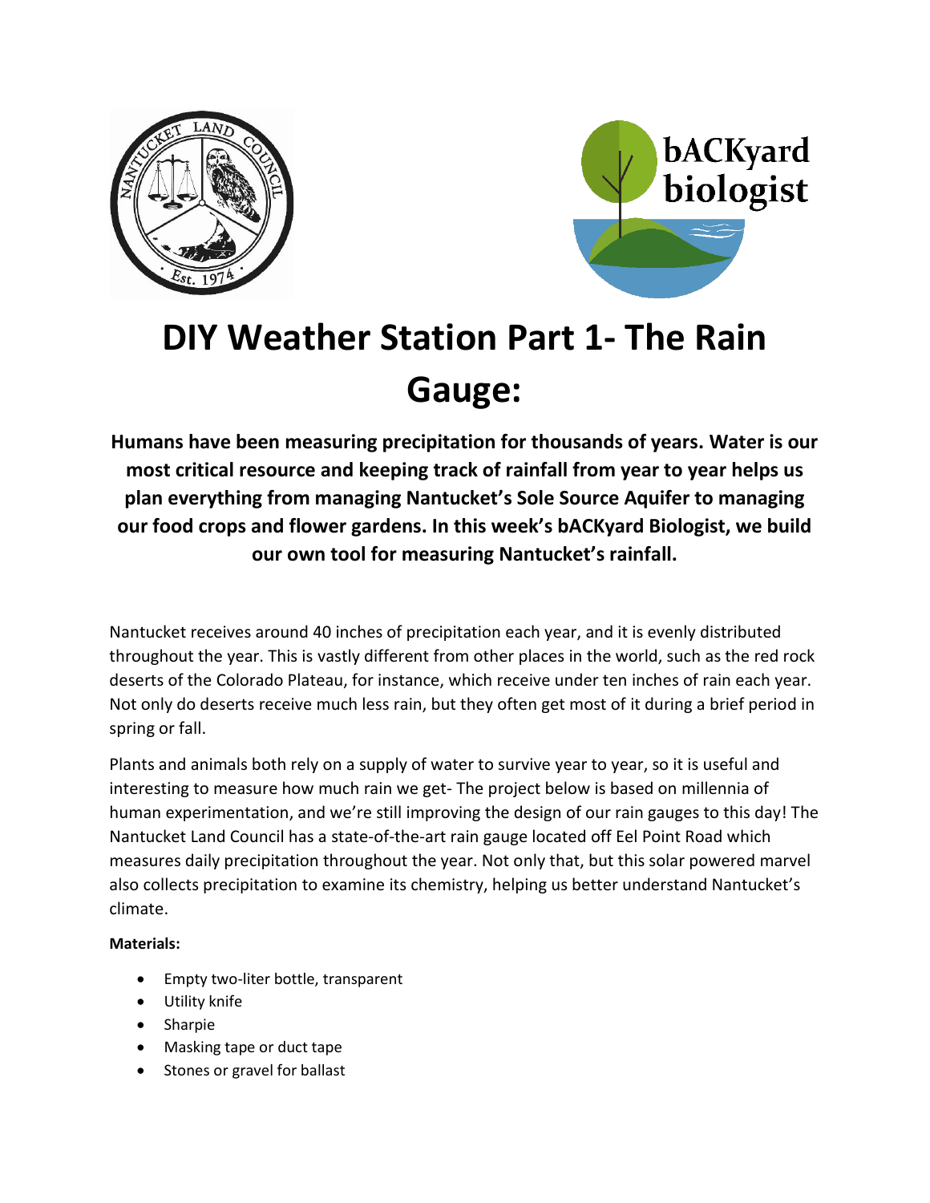# DIY Weather Station Part 1- The Rain Gauge:

**Humans have been measuring precipitation for thousands of years. Water is our most critical resource and keeping track of rainfall from year to year helps us plan everything from managing Nantucket's Sole Source Aquifer to managing our food crops and flower gardens. In this week's bACKyard Biologist, we build our own tool for measuring Nantucket's rainfall.**

Nantucket receives around 40 inches of precipitation each year, and it is evenly distributed throughout the year. This is vastly different from other places in the world, such as the red rock deserts of the Colorado Plateau, for instance, which receive under ten inches of rain each year. Not only do deserts receive much less rain, but they often get most of it during a brief period in spring or fall.

Plants and animals both rely on a supply of water to survive year to year, so it is useful and interesting to measure how much rain we get- The project below is based on millennia of human experimentation, and we're still improving the design of our rain gauges to this day! The Nantucket Land Council has a state-of-the-art rain gauge located off Eel Point Road which measures daily precipitation throughout the year. Not only that, but this solar powered marvel also collects precipitation to examine its chemistry, helping us better understand Nantucket's climate.

**Materials:**

- Empty two-liter bottle, transparent
- Utility knife
- Sharpie
- Masking tape or duct tape
- Stones or gravel for ballast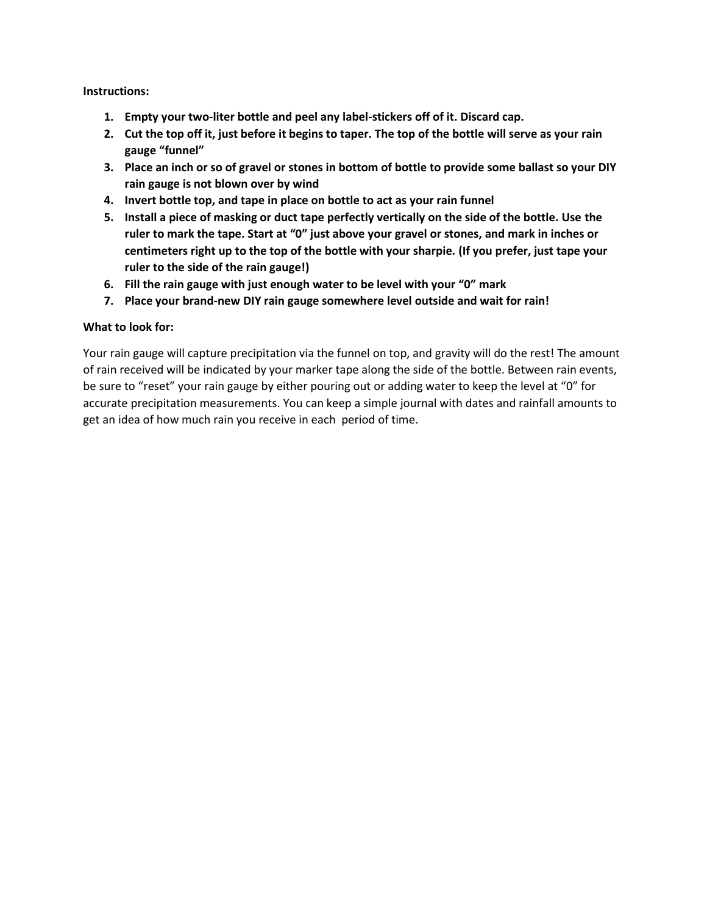**Instructions:**

1. **Empty your two-liter bottle and peel any label-stickers off of it. Discard cap.**
2. **Cut the top off it, just before it begins to taper. The top of the bottle will serve as your rain gauge "funnel"**
3. **Place an inch or so of gravel or stones in bottom of bottle to provide some ballast so your DIY rain gauge is not blown over by wind**
4. **Invert bottle top, and tape in place on bottle to act as your rain funnel**
5. **Install a piece of masking or duct tape perfectly vertically on the side of the bottle. Use the ruler to mark the tape. Start at "0" just above your gravel or stones, and mark in inches or centimeters right up to the top of the bottle with your sharpie. (If you prefer, just tape your ruler to the side of the rain gauge!)**
6. **Fill the rain gauge with just enough water to be level with your "0" mark**
7. **Place your brand-new DIY rain gauge somewhere level outside and wait for rain!**

**What to look for:**

Your rain gauge will capture precipitation via the funnel on top, and gravity will do the rest! The amount of rain received will be indicated by your marker tape along the side of the bottle. Between rain events, be sure to "reset" your rain gauge by either pouring out or adding water to keep the level at "0" for accurate precipitation measurements. You can keep a simple journal with dates and rainfall amounts to get an idea of how much rain you receive in each period of time.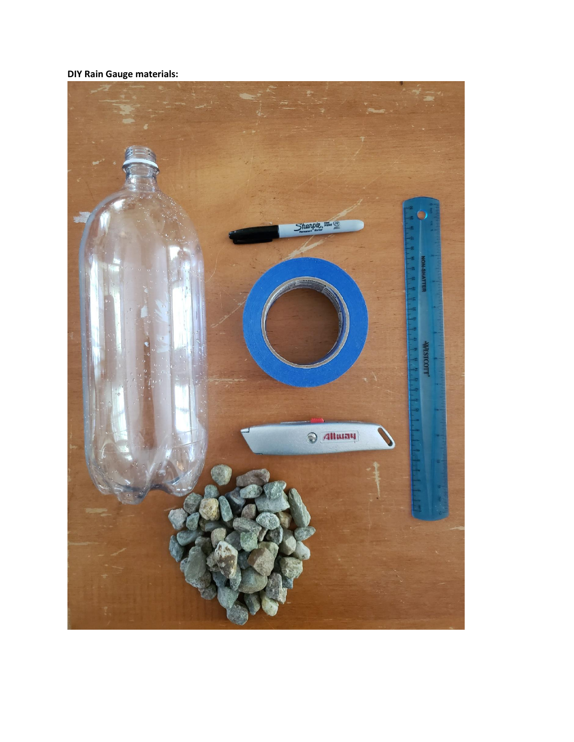**DIY Rain Gauge materials:**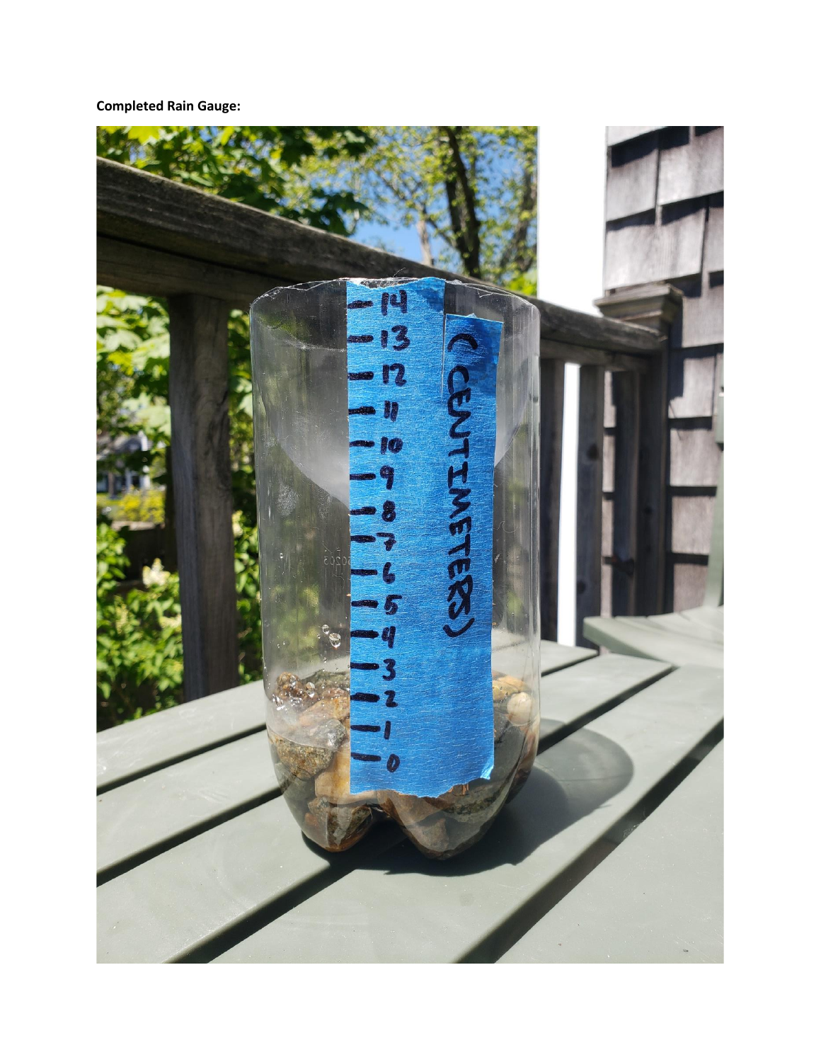**Completed Rain Gauge:**